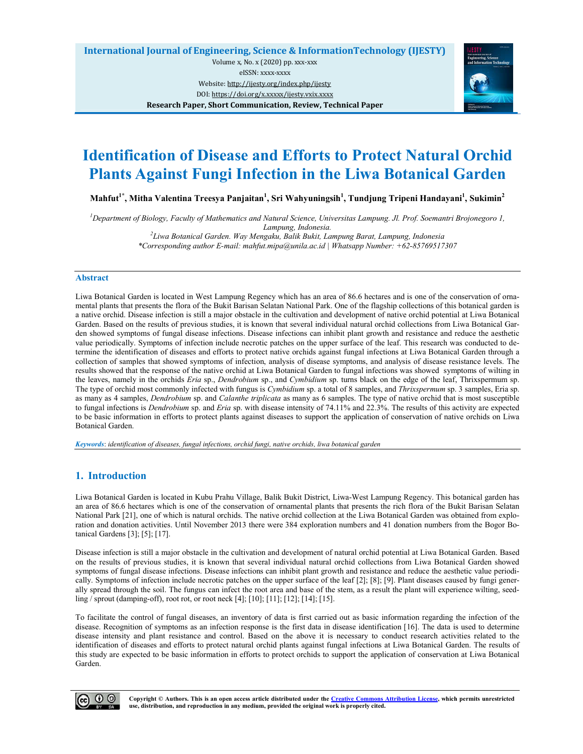# Identification of Disease and Efforts to Protect Natural Orchid Plants Against Fungi Infection in the Liwa Botanical Garden

**Mahfut[1*], Mitha Valentina Treesya Panjaitan[1], Sri Wahyuningsih[1], Tundjung Tripeni Handayani[1], Sukimin[2]**

*[1]Department of Biology, Faculty of Mathematics and Natural Science, Universitas Lampung. Jl. Prof. Soemantri Brojonegoro 1, Lampung, Indonesia.*
*[2]Liwa Botanical Garden. Way Mengaku, Balik Bukit, Lampung Barat, Lampung, Indonesia*
*\*Corresponding author E-mail: mahfut.mipa@unila.ac.id | Whatsapp Number: +62-85769517307*

## Abstract

Liwa Botanical Garden is located in West Lampung Regency which has an area of 86.6 hectares and is one of the conservation of ornamental plants that presents the flora of the Bukit Barisan Selatan National Park. One of the flagship collections of this botanical garden is a native orchid. Disease infection is still a major obstacle in the cultivation and development of native orchid potential at Liwa Botanical Garden. Based on the results of previous studies, it is known that several individual natural orchid collections from Liwa Botanical Garden showed symptoms of fungal disease infections. Disease infections can inhibit plant growth and resistance and reduce the aesthetic value periodically. Symptoms of infection include necrotic patches on the upper surface of the leaf. This research was conducted to determine the identification of diseases and efforts to protect native orchids against fungal infections at Liwa Botanical Garden through a collection of samples that showed symptoms of infection, analysis of disease symptoms, and analysis of disease resistance levels. The results showed that the response of the native orchid at Liwa Botanical Garden to fungal infections was showed symptoms of wilting in the leaves, namely in the orchids *Eria* sp., *Dendrobium* sp., and *Cymbidium* sp. turns black on the edge of the leaf, Thrixspermum sp. The type of orchid most commonly infected with fungus is *Cymbidium* sp. a total of 8 samples, and *Thrixspermum* sp. 3 samples, Eria sp. as many as 4 samples, *Dendrobium* sp. and *Calanthe triplicata* as many as 6 samples. The type of native orchid that is most susceptible to fungal infections is *Dendrobium* sp. and *Eria* sp. with disease intensity of 74.11% and 22.3%. The results of this activity are expected to be basic information in efforts to protect plants against diseases to support the application of conservation of native orchids on Liwa Botanical Garden.

***Keywords***: *identification of diseases, fungal infections, orchid fungi, native orchids, liwa botanical garden*

## 1. Introduction

Liwa Botanical Garden is located in Kubu Prahu Village, Balik Bukit District, Liwa-West Lampung Regency. This botanical garden has an area of 86.6 hectares which is one of the conservation of ornamental plants that presents the rich flora of the Bukit Barisan Selatan National Park [21], one of which is natural orchids. The native orchid collection at the Liwa Botanical Garden was obtained from exploration and donation activities. Until November 2013 there were 384 exploration numbers and 41 donation numbers from the Bogor Botanical Gardens [3]; [5]; [17].

Disease infection is still a major obstacle in the cultivation and development of natural orchid potential at Liwa Botanical Garden. Based on the results of previous studies, it is known that several individual natural orchid collections from Liwa Botanical Garden showed symptoms of fungal disease infections. Disease infections can inhibit plant growth and resistance and reduce the aesthetic value periodically. Symptoms of infection include necrotic patches on the upper surface of the leaf [2]; [8]; [9]. Plant diseases caused by fungi generally spread through the soil. The fungus can infect the root area and base of the stem, as a result the plant will experience wilting, seedling / sprout (damping-off), root rot, or root neck [4]; [10]; [11]; [12]; [14]; [15].

To facilitate the control of fungal diseases, an inventory of data is first carried out as basic information regarding the infection of the disease. Recognition of symptoms as an infection response is the first data in disease identification [16]. The data is used to determine disease intensity and plant resistance and control. Based on the above it is necessary to conduct research activities related to the identification of diseases and efforts to protect natural orchid plants against fungal infections at Liwa Botanical Garden. The results of this study are expected to be basic information in efforts to protect orchids to support the application of conservation at Liwa Botanical Garden.

**Copyright © Authors. This is an open access article distributed under the Creative Commons Attribution License, which permits unrestricted use, distribution, and reproduction in any medium, provided the original work is properly cited.**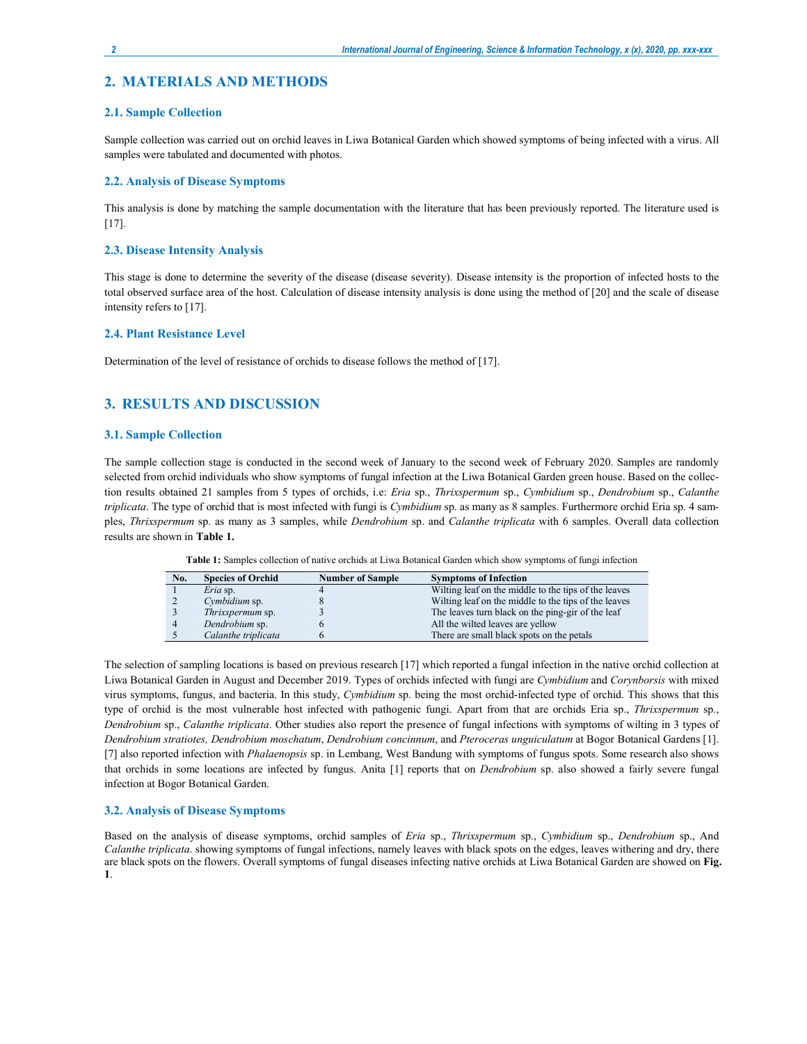## 2. MATERIALS AND METHODS

### 2.1. Sample Collection

Sample collection was carried out on orchid leaves in Liwa Botanical Garden which showed symptoms of being infected with a virus. All samples were tabulated and documented with photos.

### 2.2. Analysis of Disease Symptoms

This analysis is done by matching the sample documentation with the literature that has been previously reported. The literature used is [17].

### 2.3. Disease Intensity Analysis

This stage is done to determine the severity of the disease (disease severity). Disease intensity is the proportion of infected hosts to the total observed surface area of the host. Calculation of disease intensity analysis is done using the method of [20] and the scale of disease intensity refers to [17].

### 2.4. Plant Resistance Level

Determination of the level of resistance of orchids to disease follows the method of [17].

## 3. RESULTS AND DISCUSSION

### 3.1. Sample Collection

The sample collection stage is conducted in the second week of January to the second week of February 2020. Samples are randomly selected from orchid individuals who show symptoms of fungal infection at the Liwa Botanical Garden green house. Based on the collection results obtained 21 samples from 5 types of orchids, i.e: *Eria* sp., *Thrixspermum* sp., *Cymbidium* sp., *Dendrobium* sp., *Calanthe triplicata*. The type of orchid that is most infected with fungi is *Cymbidium* sp. as many as 8 samples. Furthermore orchid Eria sp. 4 samples, *Thrixspermum* sp. as many as 3 samples, while *Dendrobium* sp. and *Calanthe triplicata* with 6 samples. Overall data collection results are shown in **Table 1.**

**Table 1:** Samples collection of native orchids at Liwa Botanical Garden which show symptoms of fungi infection

| No. | Species of Orchid | Number of Sample | Symptoms of Infection |
|---|---|---|---|
| 1 | *Eria* sp. | 4 | Wilting leaf on the middle to the tips of the leaves |
| 2 | *Cymbidium* sp. | 8 | Wilting leaf on the middle to the tips of the leaves |
| 3 | *Thrixspermum* sp. | 3 | The leaves turn black on the ping-gir of the leaf |
| 4 | *Dendrobium* sp. | 6 | All the wilted leaves are yellow |
| 5 | *Calanthe triplicata* | 6 | There are small black spots on the petals |

The selection of sampling locations is based on previous research [17] which reported a fungal infection in the native orchid collection at Liwa Botanical Garden in August and December 2019. Types of orchids infected with fungi are *Cymbidium* and *Corynborsis* with mixed virus symptoms, fungus, and bacteria. In this study, *Cymbidium* sp. being the most orchid-infected type of orchid. This shows that this type of orchid is the most vulnerable host infected with pathogenic fungi. Apart from that are orchids Eria sp., *Thrixspermum* sp., *Dendrobium* sp., *Calanthe triplicata*. Other studies also report the presence of fungal infections with symptoms of wilting in 3 types of *Dendrobium stratiotes, Dendrobium moschatum*, *Dendrobium concinnum*, and *Pteroceras unguiculatum* at Bogor Botanical Gardens [1]. [7] also reported infection with *Phalaenopsis* sp. in Lembang, West Bandung with symptoms of fungus spots. Some research also shows that orchids in some locations are infected by fungus. Anita [1] reports that on *Dendrobium* sp. also showed a fairly severe fungal infection at Bogor Botanical Garden.

### 3.2. Analysis of Disease Symptoms

Based on the analysis of disease symptoms, orchid samples of *Eria* sp., *Thrixspermum* sp., *Cymbidium* sp., *Dendrobium* sp., And *Calanthe triplicata*. showing symptoms of fungal infections, namely leaves with black spots on the edges, leaves withering and dry, there are black spots on the flowers. Overall symptoms of fungal diseases infecting native orchids at Liwa Botanical Garden are showed on **Fig. 1**.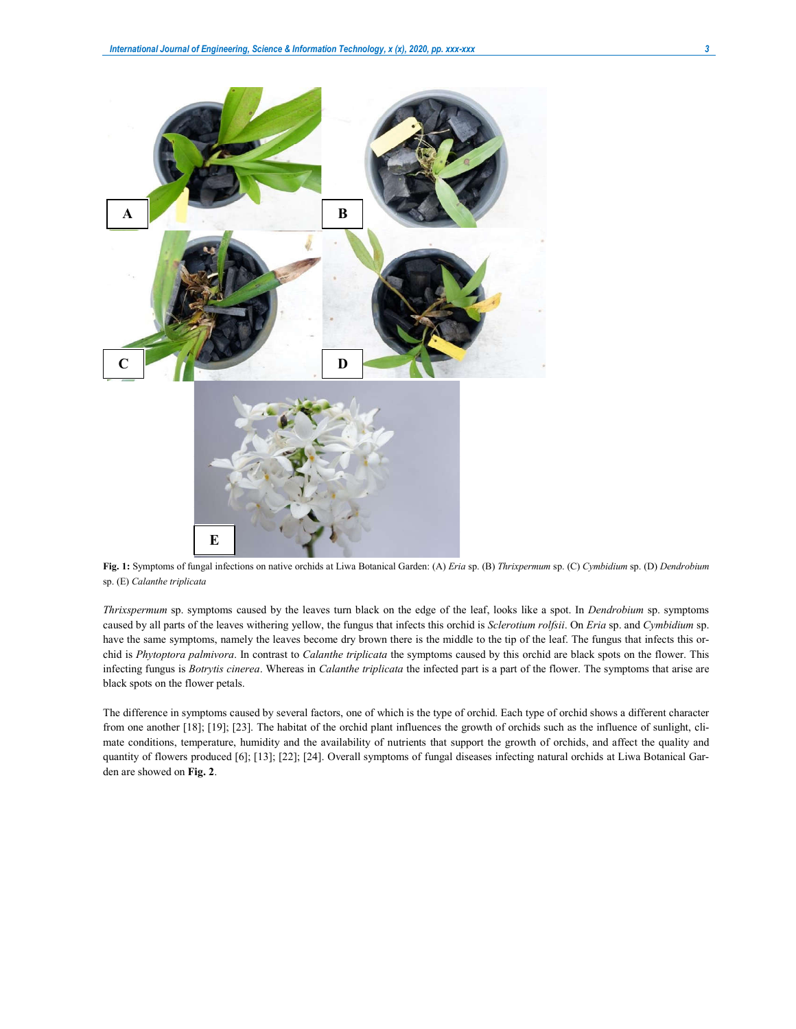**Fig. 1:** Symptoms of fungal infections on native orchids at Liwa Botanical Garden: (A) *Eria* sp. (B) *Thrixpermum* sp. (C) *Cymbidium* sp. (D) *Dendrobium* sp. (E) *Calanthe triplicata*

*Thrixspermum* sp. symptoms caused by the leaves turn black on the edge of the leaf, looks like a spot. In *Dendrobium* sp. symptoms caused by all parts of the leaves withering yellow, the fungus that infects this orchid is *Sclerotium rolfsii*. On *Eria* sp. and *Cymbidium* sp. have the same symptoms, namely the leaves become dry brown there is the middle to the tip of the leaf. The fungus that infects this orchid is *Phytoptora palmivora*. In contrast to *Calanthe triplicata* the symptoms caused by this orchid are black spots on the flower. This infecting fungus is *Botrytis cinerea*. Whereas in *Calanthe triplicata* the infected part is a part of the flower. The symptoms that arise are black spots on the flower petals.

The difference in symptoms caused by several factors, one of which is the type of orchid. Each type of orchid shows a different character from one another [18]; [19]; [23]. The habitat of the orchid plant influences the growth of orchids such as the influence of sunlight, climate conditions, temperature, humidity and the availability of nutrients that support the growth of orchids, and affect the quality and quantity of flowers produced [6]; [13]; [22]; [24]. Overall symptoms of fungal diseases infecting natural orchids at Liwa Botanical Garden are showed on **Fig. 2**.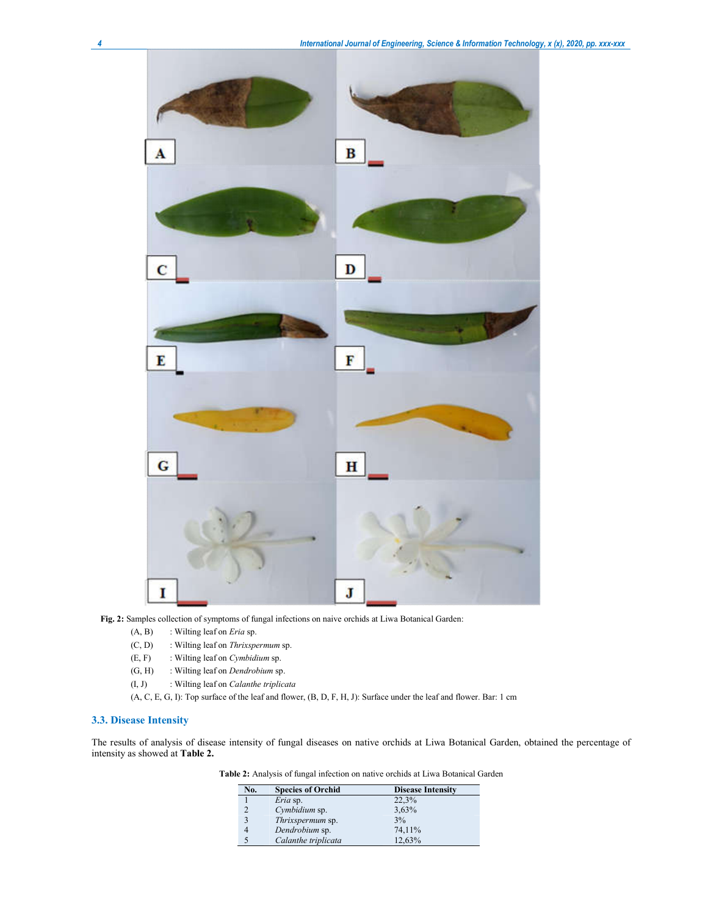**Fig. 2:** Samples collection of symptoms of fungal infections on naive orchids at Liwa Botanical Garden:

(A, B) : Wilting leaf on *Eria* sp.

(C, D) : Wilting leaf on *Thrixspermum* sp.

(E, F) : Wilting leaf on *Cymbidium* sp.

(G, H) : Wilting leaf on *Dendrobium* sp.

(I, J) : Wilting leaf on *Calanthe triplicata*

(A, C, E, G, I): Top surface of the leaf and flower, (B, D, F, H, J): Surface under the leaf and flower. Bar: 1 cm

### 3.3. Disease Intensity

The results of analysis of disease intensity of fungal diseases on native orchids at Liwa Botanical Garden, obtained the percentage of intensity as showed at **Table 2.**

**Table 2:** Analysis of fungal infection on native orchids at Liwa Botanical Garden

| No. | Species of Orchid | Disease Intensity |
|---|---|---|
| 1 | *Eria* sp. | 22,3% |
| 2 | *Cymbidium* sp. | 3,63% |
| 3 | *Thrixspermum* sp. | 3% |
| 4 | *Dendrobium* sp. | 74,11% |
| 5 | *Calanthe triplicata* | 12,63% |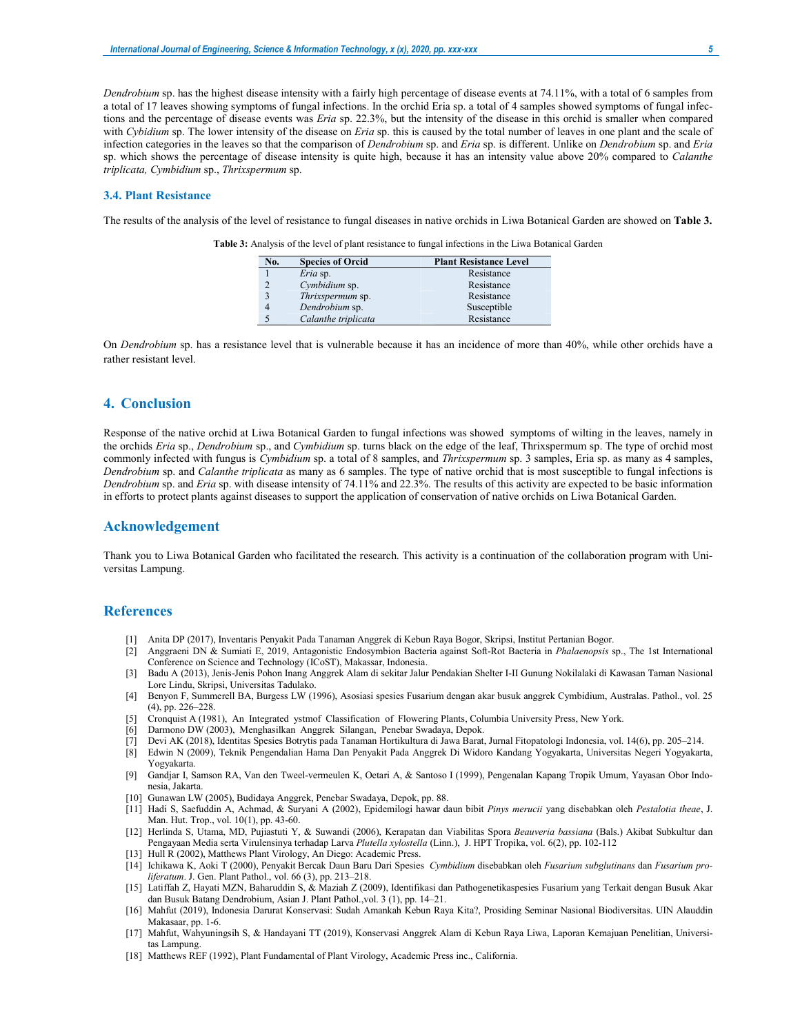*Dendrobium* sp. has the highest disease intensity with a fairly high percentage of disease events at 74.11%, with a total of 6 samples from a total of 17 leaves showing symptoms of fungal infections. In the orchid Eria sp. a total of 4 samples showed symptoms of fungal infections and the percentage of disease events was *Eria* sp. 22.3%, but the intensity of the disease in this orchid is smaller when compared with *Cybidium* sp. The lower intensity of the disease on *Eria* sp. this is caused by the total number of leaves in one plant and the scale of infection categories in the leaves so that the comparison of *Dendrobium* sp. and *Eria* sp. is different. Unlike on *Dendrobium* sp. and *Eria* sp. which shows the percentage of disease intensity is quite high, because it has an intensity value above 20% compared to *Calanthe triplicata, Cymbidium* sp., *Thrixspermum* sp.

### 3.4. Plant Resistance

The results of the analysis of the level of resistance to fungal diseases in native orchids in Liwa Botanical Garden are showed on **Table 3.**

**Table 3:** Analysis of the level of plant resistance to fungal infections in the Liwa Botanical Garden

| No. | Species of Orcid | Plant Resistance Level |
|---|---|---|
| 1 | *Eria* sp. | Resistance |
| 2 | *Cymbidium* sp. | Resistance |
| 3 | *Thrixspermum* sp. | Resistance |
| 4 | *Dendrobium* sp. | Susceptible |
| 5 | *Calanthe triplicata* | Resistance |

On *Dendrobium* sp. has a resistance level that is vulnerable because it has an incidence of more than 40%, while other orchids have a rather resistant level.

## 4. Conclusion

Response of the native orchid at Liwa Botanical Garden to fungal infections was showed symptoms of wilting in the leaves, namely in the orchids *Eria* sp., *Dendrobium* sp., and *Cymbidium* sp. turns black on the edge of the leaf, Thrixspermum sp. The type of orchid most commonly infected with fungus is *Cymbidium* sp. a total of 8 samples, and *Thrixspermum* sp. 3 samples, Eria sp. as many as 4 samples, *Dendrobium* sp. and *Calanthe triplicata* as many as 6 samples. The type of native orchid that is most susceptible to fungal infections is *Dendrobium* sp. and *Eria* sp. with disease intensity of 74.11% and 22.3%. The results of this activity are expected to be basic information in efforts to protect plants against diseases to support the application of conservation of native orchids on Liwa Botanical Garden.

## Acknowledgement

Thank you to Liwa Botanical Garden who facilitated the research. This activity is a continuation of the collaboration program with Universitas Lampung.

## References

[1] Anita DP (2017), Inventaris Penyakit Pada Tanaman Anggrek di Kebun Raya Bogor, Skripsi, Institut Pertanian Bogor.

[2] Anggraeni DN & Sumiati E, 2019, Antagonistic Endosymbion Bacteria against Soft-Rot Bacteria in *Phalaenopsis* sp., The 1st International Conference on Science and Technology (ICoST), Makassar, Indonesia.

[3] Badu A (2013), Jenis-Jenis Pohon Inang Anggrek Alam di sekitar Jalur Pendakian Shelter I-II Gunung Nokilalaki di Kawasan Taman Nasional Lore Lindu, Skripsi, Universitas Tadulako.

[4] Benyon F, Summerell BA, Burgess LW (1996), Asosiasi spesies Fusarium dengan akar busuk anggrek Cymbidium, Australas. Pathol., vol. 25 (4), pp. 226–228.

[5] Cronquist A (1981), An Integrated ystmof Classification of Flowering Plants, Columbia University Press, New York.

[6] Darmono DW (2003), Menghasilkan Anggrek Silangan, Penebar Swadaya, Depok.

[7] Devi AK (2018), Identitas Spesies Botrytis pada Tanaman Hortikultura di Jawa Barat, Jurnal Fitopatologi Indonesia, vol. 14(6), pp. 205–214.

[8] Edwin N (2009), Teknik Pengendalian Hama Dan Penyakit Pada Anggrek Di Widoro Kandang Yogyakarta, Universitas Negeri Yogyakarta, Yogyakarta.

[9] Gandjar I, Samson RA, Van den Tweel-vermeulen K, Oetari A, & Santoso I (1999), Pengenalan Kapang Tropik Umum, Yayasan Obor Indonesia, Jakarta.

[10] Gunawan LW (2005), Budidaya Anggrek, Penebar Swadaya, Depok, pp. 88.

[11] Hadi S, Saefuddin A, Achmad, & Suryani A (2002), Epidemilogi hawar daun bibit *Pinys merucii* yang disebabkan oleh *Pestalotia theae*, J. Man. Hut. Trop., vol. 10(1), pp. 43-60.

[12] Herlinda S, Utama, MD, Pujiastuti Y, & Suwandi (2006), Kerapatan dan Viabilitas Spora *Beauveria bassiana* (Bals.) Akibat Subkultur dan Pengayaan Media serta Virulensinya terhadap Larva *Plutella xylostella* (Linn.), J. HPT Tropika, vol. 6(2), pp. 102-112

[13] Hull R (2002), Matthews Plant Virology, An Diego: Academic Press.

[14] Ichikawa K, Aoki T (2000), Penyakit Bercak Daun Baru Dari Spesies *Cymbidium* disebabkan oleh *Fusarium subglutinans* dan *Fusarium proliferatum*. J. Gen. Plant Pathol., vol. 66 (3), pp. 213–218.

[15] Latiffah Z, Hayati MZN, Baharuddin S, & Maziah Z (2009), Identifikasi dan Pathogenetikaspesies Fusarium yang Terkait dengan Busuk Akar dan Busuk Batang Dendrobium, Asian J. Plant Pathol.,vol. 3 (1), pp. 14–21.

[16] Mahfut (2019), Indonesia Darurat Konservasi: Sudah Amankah Kebun Raya Kita?, Prosiding Seminar Nasional Biodiversitas. UIN Alauddin Makasaar, pp. 1-6.

[17] Mahfut, Wahyuningsih S, & Handayani TT (2019), Konservasi Anggrek Alam di Kebun Raya Liwa, Laporan Kemajuan Penelitian, Universitas Lampung.

[18] Matthews REF (1992), Plant Fundamental of Plant Virology, Academic Press inc., California.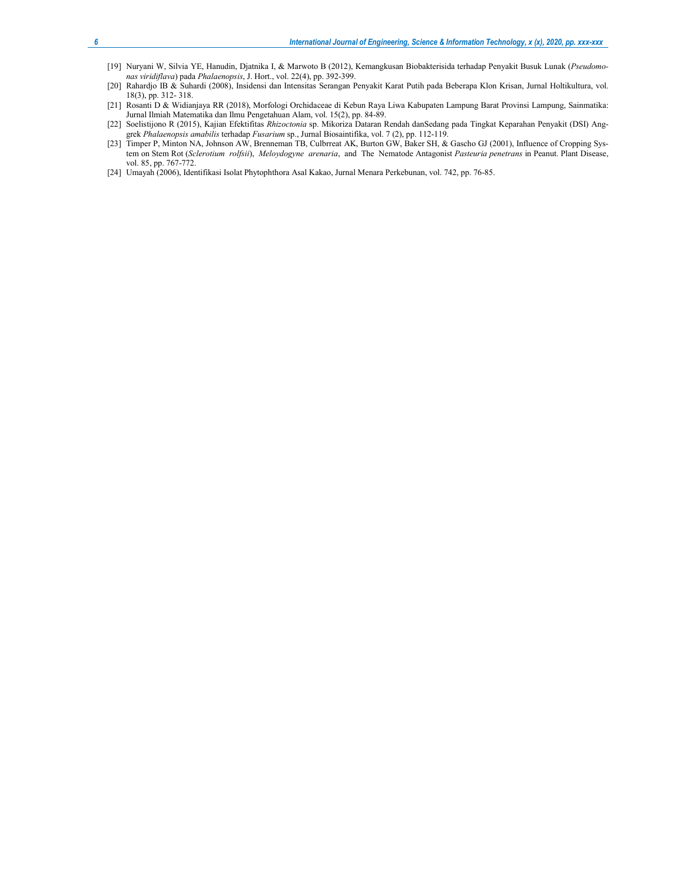[19] Nuryani W, Silvia YE, Hanudin, Djatnika I, & Marwoto B (2012), Kemangkusan Biobakterisida terhadap Penyakit Busuk Lunak (*Pseudomonas viridiflava*) pada *Phalaenopsis*, J. Hort., vol. 22(4), pp. 392-399.

[20] Rahardjo IB & Suhardi (2008), Insidensi dan Intensitas Serangan Penyakit Karat Putih pada Beberapa Klon Krisan, Jurnal Holtikultura, vol. 18(3), pp. 312- 318.

[21] Rosanti D & Widianjaya RR (2018), Morfologi Orchidaceae di Kebun Raya Liwa Kabupaten Lampung Barat Provinsi Lampung, Sainmatika: Jurnal Ilmiah Matematika dan Ilmu Pengetahuan Alam, vol. 15(2), pp. 84-89.

[22] Soelistijono R (2015), Kajian Efektifitas *Rhizoctonia* sp. Mikoriza Dataran Rendah danSedang pada Tingkat Keparahan Penyakit (DSI) Anggrek *Phalaenopsis amabilis* terhadap *Fusarium* sp., Jurnal Biosaintifika, vol. 7 (2), pp. 112-119.

[23] Timper P, Minton NA, Johnson AW, Brenneman TB, Culbrreat AK, Burton GW, Baker SH, & Gascho GJ (2001), Influence of Cropping System on Stem Rot (*Sclerotium rolfsii*), *Meloydogyne arenaria*, and The Nematode Antagonist *Pasteuria penetrans* in Peanut. Plant Disease, vol. 85, pp. 767-772.

[24] Umayah (2006), Identifikasi Isolat Phytophthora Asal Kakao, Jurnal Menara Perkebunan, vol. 742, pp. 76-85.